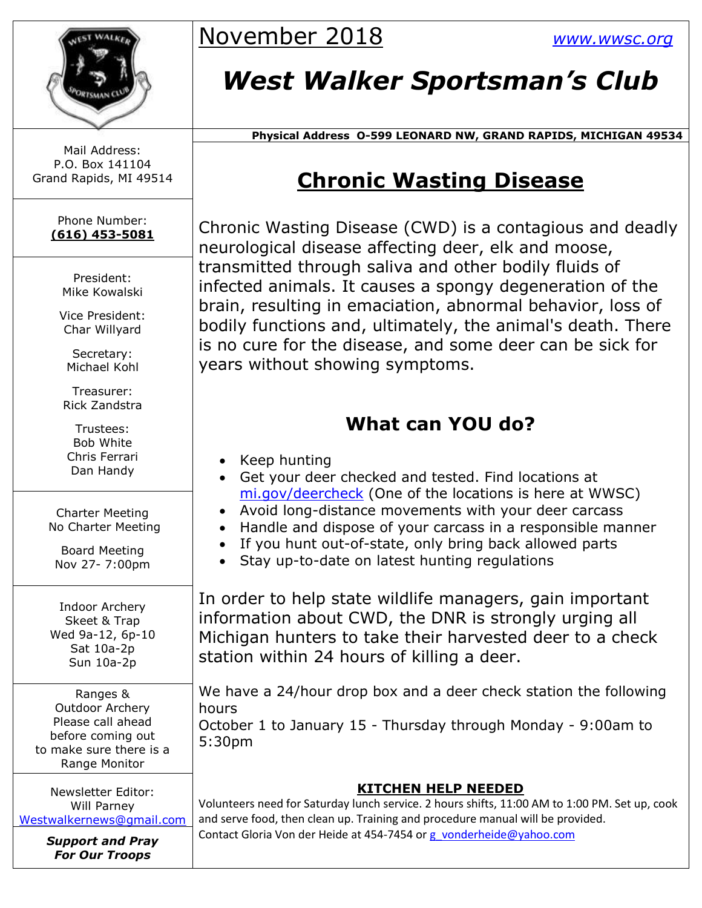November 2018 www.wwsc.org

# West Walker Sportsman's Club

**Physical Address O-599 LEONARD NW, GRAND RAPIDS, MICHIGAN 49534**

Mail Address:
P.O. Box 141104
Grand Rapids, MI 49514

Phone Number:
**(616) 453-5081**

President:
Mike Kowalski

Vice President:
Char Willyard

Secretary:
Michael Kohl

Treasurer:
Rick Zandstra

Trustees:
Bob White
Chris Ferrari
Dan Handy

Charter Meeting
No Charter Meeting

Board Meeting
Nov 27- 7:00pm

Indoor Archery
Skeet & Trap
Wed 9a-12, 6p-10
Sat 10a-2p
Sun 10a-2p

Ranges &
Outdoor Archery
Please call ahead
before coming out
to make sure there is a
Range Monitor

Newsletter Editor:
Will Parney
Westwalkernews@gmail.com

***Support and Pray For Our Troops***

## Chronic Wasting Disease

Chronic Wasting Disease (CWD) is a contagious and deadly neurological disease affecting deer, elk and moose, transmitted through saliva and other bodily fluids of infected animals. It causes a spongy degeneration of the brain, resulting in emaciation, abnormal behavior, loss of bodily functions and, ultimately, the animal's death. There is no cure for the disease, and some deer can be sick for years without showing symptoms.

### What can YOU do?

- Keep hunting
- Get your deer checked and tested. Find locations at mi.gov/deercheck (One of the locations is here at WWSC)
- Avoid long-distance movements with your deer carcass
- Handle and dispose of your carcass in a responsible manner
- If you hunt out-of-state, only bring back allowed parts
- Stay up-to-date on latest hunting regulations

In order to help state wildlife managers, gain important information about CWD, the DNR is strongly urging all Michigan hunters to take their harvested deer to a check station within 24 hours of killing a deer.

We have a 24/hour drop box and a deer check station the following hours
October 1 to January 15 - Thursday through Monday - 9:00am to 5:30pm

**KITCHEN HELP NEEDED**

Volunteers need for Saturday lunch service. 2 hours shifts, 11:00 AM to 1:00 PM. Set up, cook and serve food, then clean up. Training and procedure manual will be provided.
Contact Gloria Von der Heide at 454-7454 or g_vonderheide@yahoo.com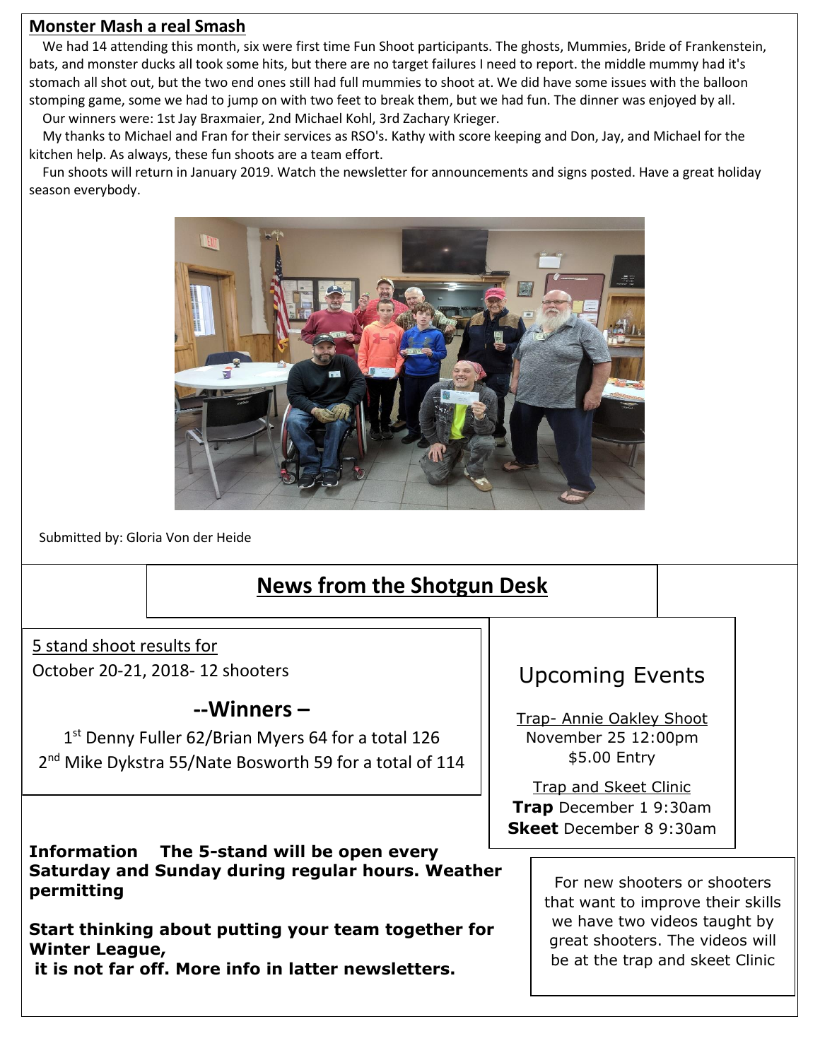## Monster Mash a real Smash

We had 14 attending this month, six were first time Fun Shoot participants. The ghosts, Mummies, Bride of Frankenstein, bats, and monster ducks all took some hits, but there are no target failures I need to report. the middle mummy had it's stomach all shot out, but the two end ones still had full mummies to shoot at. We did have some issues with the balloon stomping game, some we had to jump on with two feet to break them, but we had fun. The dinner was enjoyed by all.

Our winners were: 1st Jay Braxmaier, 2nd Michael Kohl, 3rd Zachary Krieger.

My thanks to Michael and Fran for their services as RSO's. Kathy with score keeping and Don, Jay, and Michael for the kitchen help. As always, these fun shoots are a team effort.

Fun shoots will return in January 2019. Watch the newsletter for announcements and signs posted. Have a great holiday season everybody.

Submitted by: Gloria Von der Heide

## News from the Shotgun Desk

5 stand shoot results for

October 20-21, 2018- 12 shooters

### --Winners –

1st Denny Fuller 62/Brian Myers 64 for a total 126

2nd Mike Dykstra 55/Nate Bosworth 59 for a total of 114

**Information The 5-stand will be open every Saturday and Sunday during regular hours. Weather permitting**

**Start thinking about putting your team together for Winter League,**
**it is not far off. More info in latter newsletters.**

### Upcoming Events

Trap- Annie Oakley Shoot
November 25 12:00pm
$5.00 Entry

Trap and Skeet Clinic
**Trap** December 1 9:30am
**Skeet** December 8 9:30am

For new shooters or shooters that want to improve their skills we have two videos taught by great shooters. The videos will be at the trap and skeet Clinic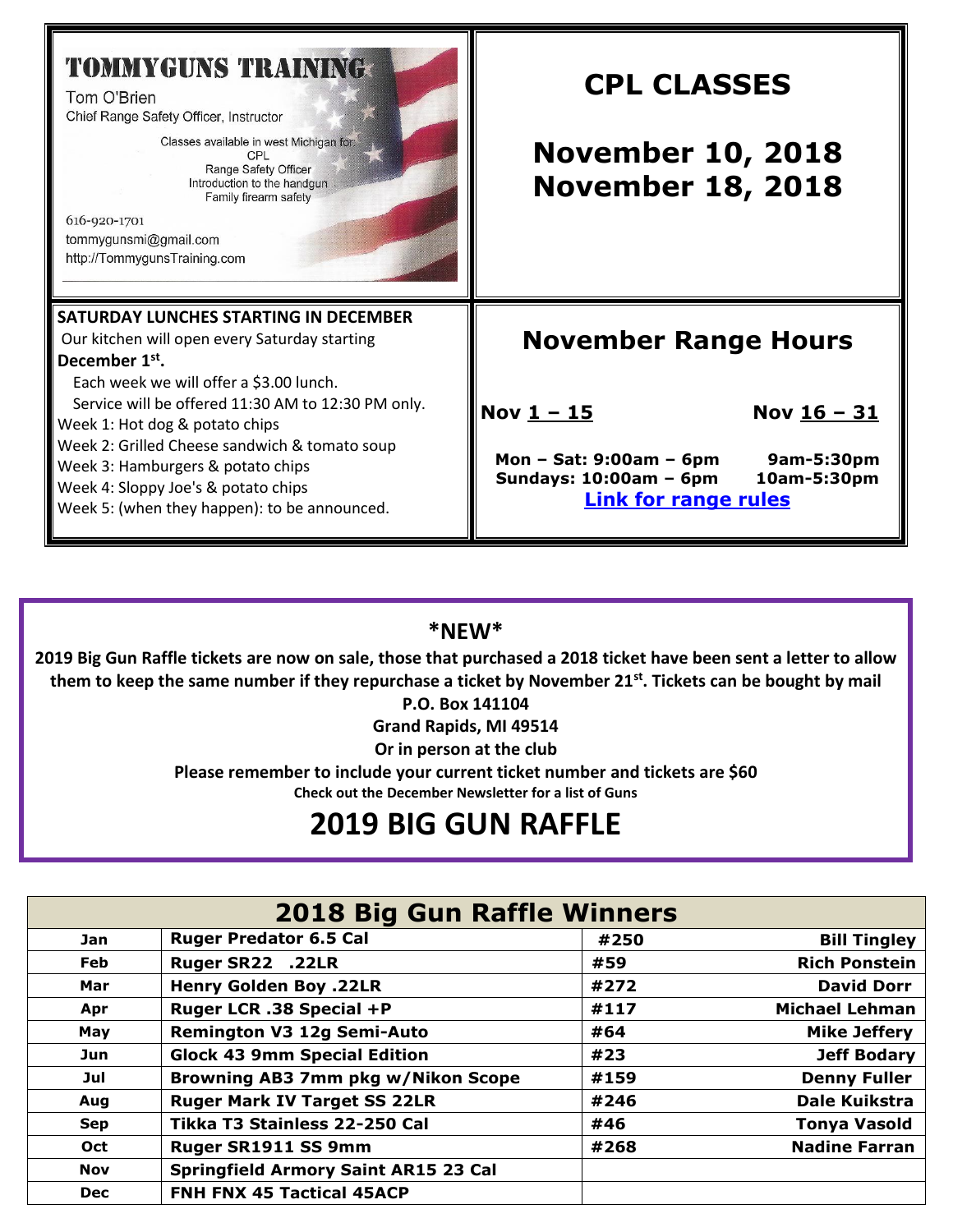**TOMMYGUNS TRAINING**

Tom O'Brien
Chief Range Safety Officer, Instructor

Classes available in west Michigan for:
CPL
Range Safety Officer
Introduction to the handgun
Family firearm safety

616-920-1701
tommygunsmi@gmail.com
http://TommygunsTraining.com

## CPL CLASSES

## November 10, 2018
## November 18, 2018

**SATURDAY LUNCHES STARTING IN DECEMBER**

Our kitchen will open every Saturday starting **December 1st.**

Each week we will offer a $3.00 lunch.
Service will be offered 11:30 AM to 12:30 PM only.

Week 1: Hot dog & potato chips
Week 2: Grilled Cheese sandwich & tomato soup
Week 3: Hamburgers & potato chips
Week 4: Sloppy Joe's & potato chips
Week 5: (when they happen): to be announced.

## November Range Hours

| | Nov 1 – 15 | Nov 16 – 31 |
|---|---|---|
| Mon – Sat: | 9:00am – 6pm | 9am-5:30pm |
| Sundays: | 10:00am – 6pm | 10am-5:30pm |

[Link for range rules]

**\*NEW\***

**2019 Big Gun Raffle tickets are now on sale, those that purchased a 2018 ticket have been sent a letter to allow them to keep the same number if they repurchase a ticket by November 21st. Tickets can be bought by mail**

**P.O. Box 141104**
**Grand Rapids, MI 49514**
**Or in person at the club**

**Please remember to include your current ticket number and tickets are $60**

**Check out the December Newsletter for a list of Guns**

## 2019 BIG GUN RAFFLE

| 2018 Big Gun Raffle Winners | | | |
|---|---|---|---|
| Jan | Ruger Predator 6.5 Cal | #250 | Bill Tingley |
| Feb | Ruger SR22 .22LR | #59 | Rich Ponstein |
| Mar | Henry Golden Boy .22LR | #272 | David Dorr |
| Apr | Ruger LCR .38 Special +P | #117 | Michael Lehman |
| May | Remington V3 12g Semi-Auto | #64 | Mike Jeffery |
| Jun | Glock 43 9mm Special Edition | #23 | Jeff Bodary |
| Jul | Browning AB3 7mm pkg w/Nikon Scope | #159 | Denny Fuller |
| Aug | Ruger Mark IV Target SS 22LR | #246 | Dale Kuikstra |
| Sep | Tikka T3 Stainless 22-250 Cal | #46 | Tonya Vasold |
| Oct | Ruger SR1911 SS 9mm | #268 | Nadine Farran |
| Nov | Springfield Armory Saint AR15 23 Cal | | |
| Dec | FNH FNX 45 Tactical 45ACP | | |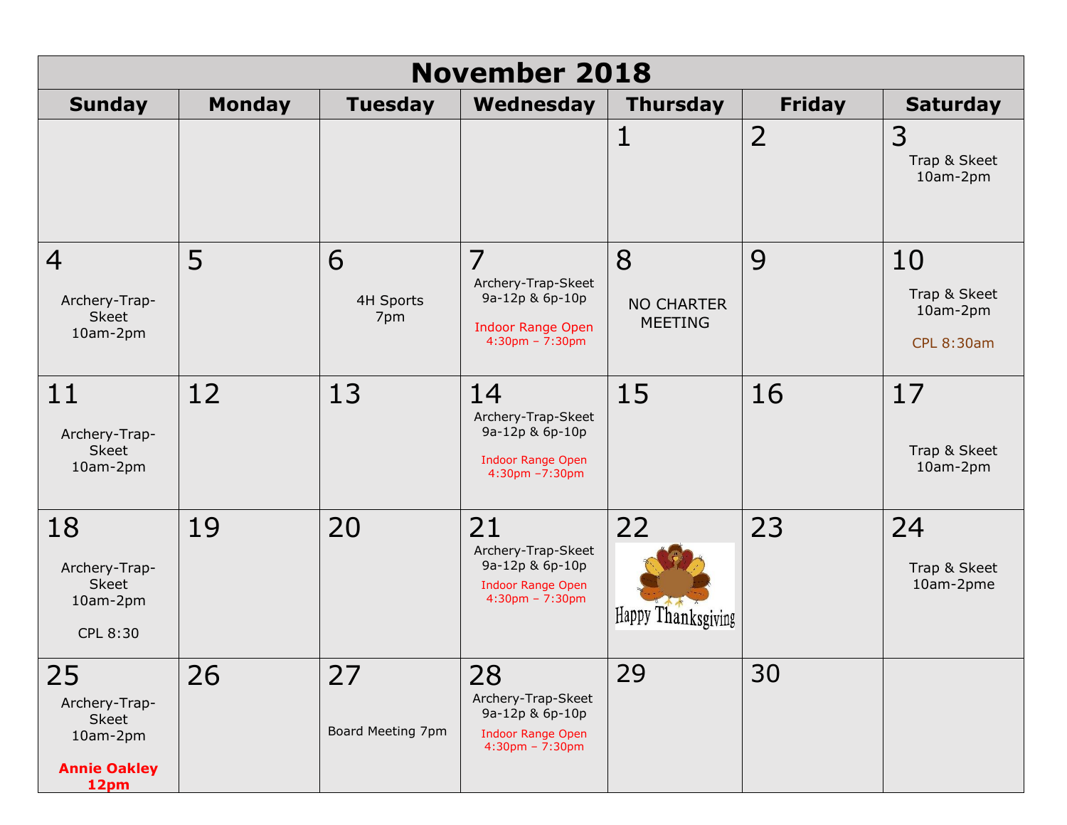# November 2018

| Sunday | Monday | Tuesday | Wednesday | Thursday | Friday | Saturday |
|---|---|---|---|---|---|---|
| | | | | 1 | 2 | 3 Trap & Skeet 10am-2pm |
| 4 Archery-Trap-Skeet 10am-2pm | 5 | 6 4H Sports 7pm | 7 Archery-Trap-Skeet 9a-12p & 6p-10p Indoor Range Open 4:30pm – 7:30pm | 8 NO CHARTER MEETING | 9 | 10 Trap & Skeet 10am-2pm CPL 8:30am |
| 11 Archery-Trap-Skeet 10am-2pm | 12 | 13 | 14 Archery-Trap-Skeet 9a-12p & 6p-10p Indoor Range Open 4:30pm –7:30pm | 15 | 16 | 17 Trap & Skeet 10am-2pm |
| 18 Archery-Trap-Skeet 10am-2pm CPL 8:30 | 19 | 20 | 21 Archery-Trap-Skeet 9a-12p & 6p-10p Indoor Range Open 4:30pm – 7:30pm | 22 Happy Thanksgiving | 23 | 24 Trap & Skeet 10am-2pme |
| 25 Archery-Trap-Skeet 10am-2pm **Annie Oakley 12pm** | 26 | 27 Board Meeting 7pm | 28 Archery-Trap-Skeet 9a-12p & 6p-10p Indoor Range Open 4:30pm – 7:30pm | 29 | 30 | |